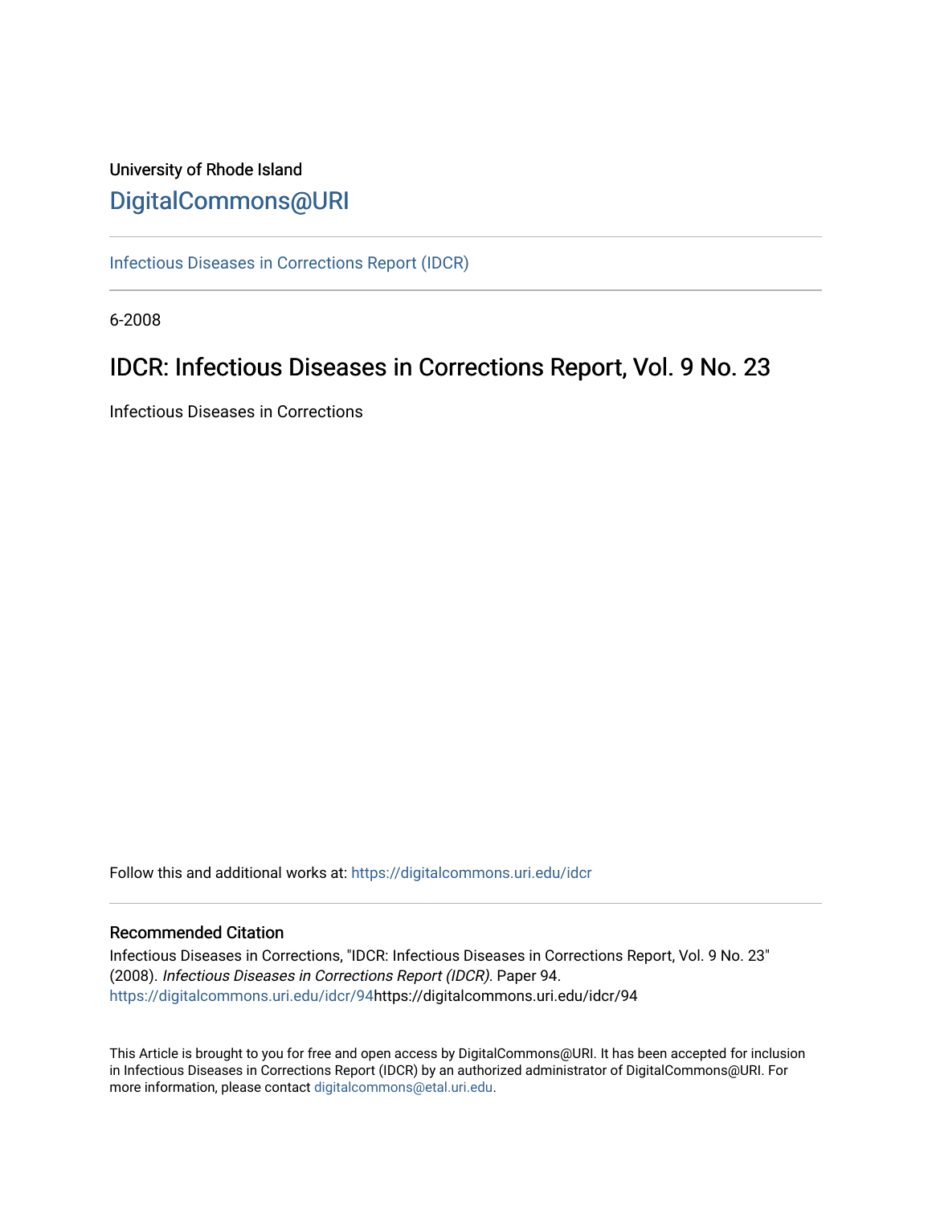University of Rhode Island

DigitalCommons@URI

Infectious Diseases in Corrections Report (IDCR)

6-2008

# IDCR: Infectious Diseases in Corrections Report, Vol. 9 No. 23

Infectious Diseases in Corrections

Follow this and additional works at: https://digitalcommons.uri.edu/idcr

## Recommended Citation

Infectious Diseases in Corrections, "IDCR: Infectious Diseases in Corrections Report, Vol. 9 No. 23" (2008). *Infectious Diseases in Corrections Report (IDCR).* Paper 94.
https://digitalcommons.uri.edu/idcr/94https://digitalcommons.uri.edu/idcr/94

This Article is brought to you for free and open access by DigitalCommons@URI. It has been accepted for inclusion in Infectious Diseases in Corrections Report (IDCR) by an authorized administrator of DigitalCommons@URI. For more information, please contact digitalcommons@etal.uri.edu.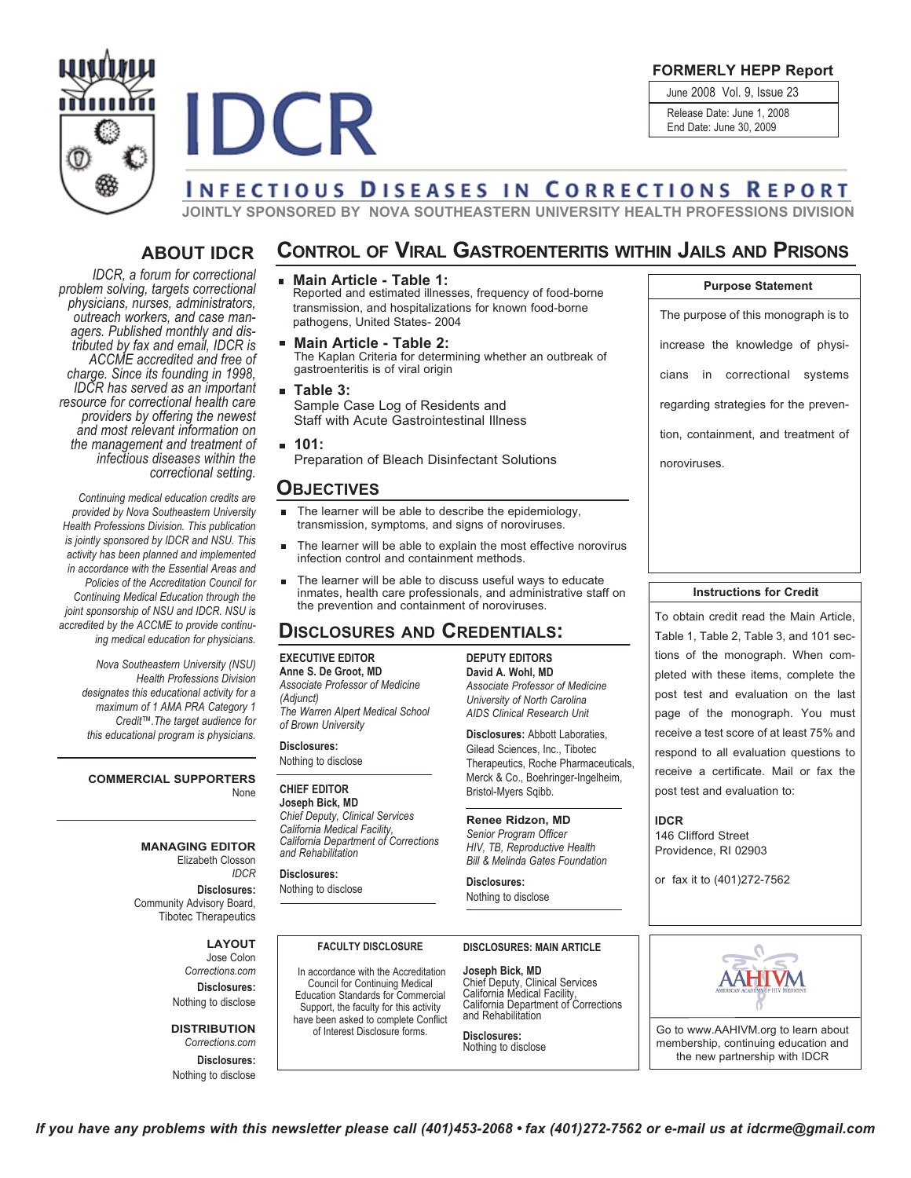# IDCR

**FORMERLY HEPP Report**

June 2008 Vol. 9, Issue 23

Release Date: June 1, 2008
End Date: June 30, 2009

**INFECTIOUS DISEASES IN CORRECTIONS REPORT**

**JOINTLY SPONSORED BY NOVA SOUTHEASTERN UNIVERSITY HEALTH PROFESSIONS DIVISION**

## ABOUT IDCR

*IDCR, a forum for correctional problem solving, targets correctional physicians, nurses, administrators, outreach workers, and case managers. Published monthly and distributed by fax and email, IDCR is ACCME accredited and free of charge. Since its founding in 1998, IDCR has served as an important resource for correctional health care providers by offering the newest and most relevant information on the management and treatment of infectious diseases within the correctional setting.*

*Continuing medical education credits are provided by Nova Southeastern University Health Professions Division. This publication is jointly sponsored by IDCR and NSU. This activity has been planned and implemented in accordance with the Essential Areas and Policies of the Accreditation Council for Continuing Medical Education through the joint sponsorship of NSU and IDCR. NSU is accredited by the ACCME to provide continuing medical education for physicians.*

*Nova Southeastern University (NSU) Health Professions Division designates this educational activity for a maximum of 1 AMA PRA Category 1 Credit™. The target audience for this educational program is physicians.*

**COMMERCIAL SUPPORTERS**
None

**MANAGING EDITOR**
Elizabeth Closson
*IDCR*
**Disclosures:**
Community Advisory Board, Tibotec Therapeutics

**LAYOUT**
Jose Colon
*Corrections.com*
**Disclosures:**
Nothing to disclose

**DISTRIBUTION**
*Corrections.com*
**Disclosures:**
Nothing to disclose

## CONTROL OF VIRAL GASTROENTERITIS WITHIN JAILS AND PRISONS

- **Main Article - Table 1:**
  Reported and estimated illnesses, frequency of food-borne transmission, and hospitalizations for known food-borne pathogens, United States- 2004
- **Main Article - Table 2:**
  The Kaplan Criteria for determining whether an outbreak of gastroenteritis is of viral origin
- **Table 3:**
  Sample Case Log of Residents and Staff with Acute Gastrointestinal Illness
- **101:**
  Preparation of Bleach Disinfectant Solutions

### Purpose Statement

The purpose of this monograph is to increase the knowledge of physicians in correctional systems regarding strategies for the prevention, containment, and treatment of noroviruses.

## OBJECTIVES

- The learner will be able to describe the epidemiology, transmission, symptoms, and signs of noroviruses.
- The learner will be able to explain the most effective norovirus infection control and containment methods.
- The learner will be able to discuss useful ways to educate inmates, health care professionals, and administrative staff on the prevention and containment of noroviruses.

## DISCLOSURES AND CREDENTIALS:

**EXECUTIVE EDITOR**
**Anne S. De Groot, MD**
*Associate Professor of Medicine (Adjunct)*
*The Warren Alpert Medical School of Brown University*

**Disclosures:**
Nothing to disclose

**CHIEF EDITOR**
**Joseph Bick, MD**
*Chief Deputy, Clinical Services*
*California Medical Facility, California Department of Corrections and Rehabilitation*

**Disclosures:**
Nothing to disclose

**DEPUTY EDITORS**
**David A. Wohl, MD**
*Associate Professor of Medicine*
*University of North Carolina*
*AIDS Clinical Research Unit*

**Disclosures:** Abbott Laboraties, Gilead Sciences, Inc., Tibotec Therapeutics, Roche Pharmaceuticals, Merck & Co., Boehringer-Ingelheim, Bristol-Myers Sqibb.

**Renee Ridzon, MD**
*Senior Program Officer*
*HIV, TB, Reproductive Health*
*Bill & Melinda Gates Foundation*

**Disclosures:**
Nothing to disclose

### Instructions for Credit

To obtain credit read the Main Article, Table 1, Table 2, Table 3, and 101 sections of the monograph. When completed with these items, complete the post test and evaluation on the last page of the monograph. You must receive a test score of at least 75% and respond to all evaluation questions to receive a certificate. Mail or fax the post test and evaluation to:

**IDCR**
146 Clifford Street
Providence, RI 02903

or fax it to (401)272-7562

**FACULTY DISCLOSURE**

In accordance with the Accreditation Council for Continuing Medical Education Standards for Commercial Support, the faculty for this activity have been asked to complete Conflict of Interest Disclosure forms.

**DISCLOSURES: MAIN ARTICLE**

**Joseph Bick, MD**
Chief Deputy, Clinical Services
California Medical Facility,
California Department of Corrections and Rehabilitation

**Disclosures:**
Nothing to disclose

AAHIVM — American Academy of HIV Medicine

Go to www.AAHIVM.org to learn about membership, continuing education and the new partnership with IDCR

*If you have any problems with this newsletter please call (401)453-2068 • fax (401)272-7562 or e-mail us at idcrme@gmail.com*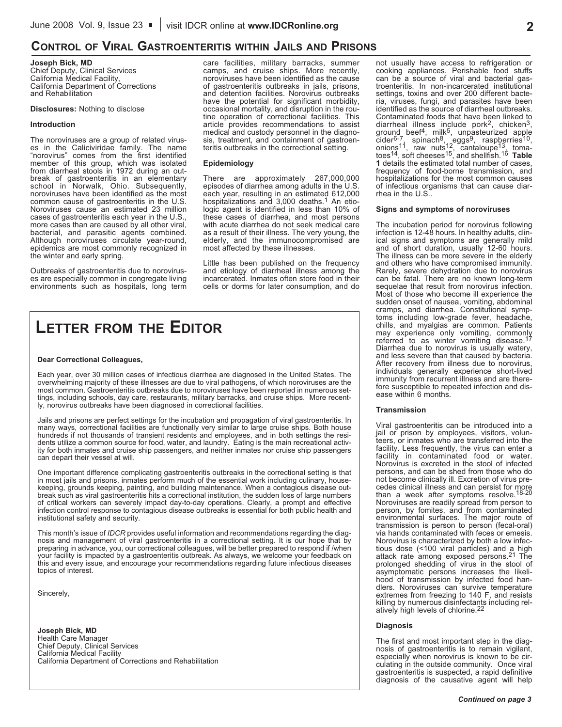## Control of Viral Gastroenteritis within Jails and Prisons

**Joseph Bick, MD**
Chief Deputy, Clinical Services
California Medical Facility,
California Department of Corrections and Rehabilitation

**Disclosures:** Nothing to disclose

### Introduction

The noroviruses are a group of related viruses in the Caliciviridae family. The name "norovirus" comes from the first identified member of this group, which was isolated from diarrheal stools in 1972 during an outbreak of gastroenteritis in an elementary school in Norwalk, Ohio. Subsequently, noroviruses have been identified as the most common cause of gastroenteritis in the U.S. Noroviruses cause an estimated 23 million cases of gastroenteritis each year in the U.S., more cases than are caused by all other viral, bacterial, and parasitic agents combined. Although noroviruses circulate year-round, epidemics are most commonly recognized in the winter and early spring.

Outbreaks of gastroenteritis due to noroviruses are especially common in congregate living environments such as hospitals, long term care facilities, military barracks, summer camps, and cruise ships. More recently, noroviruses have been identified as the cause of gastroenteritis outbreaks in jails, prisons, and detention facilities. Norovirus outbreaks have the potential for significant morbidity, occasional mortality, and disruption in the routine operation of correctional facilities. This article provides recommendations to assist medical and custody personnel in the diagnosis, treatment, and containment of gastroenteritis outbreaks in the correctional setting.

### Epidemiology

There are approximately 267,000,000 episodes of diarrhea among adults in the U.S. each year, resulting in an estimated 612,000 hospitalizations and 3,000 deaths.[1] An etiologic agent is identified in less than 10% of these cases of diarrhea, and most persons with acute diarrhea do not seek medical care as a result of their illness. The very young, the elderly, and the immunocompromised are most affected by these illnesses.

Little has been published on the frequency and etiology of diarrheal illness among the incarcerated. Inmates often store food in their cells or dorms for later consumption, and do not usually have access to refrigeration or cooking appliances. Perishable food stuffs can be a source of viral and bacterial gastroenteritis. In non-incarcerated institutional settings, toxins and over 200 different bacteria, viruses, fungi, and parasites have been identified as the source of diarrheal outbreaks. Contaminated foods that have been linked to diarrheal illness include pork[2], chicken[3], ground beef[4], milk[5], unpasteurized apple cider[6-7], spinach[8], eggs[9], raspberries[10], onions[11], raw nuts[12], cantaloupe[13], tomatoes[14], soft cheeses[15], and shellfish.[16] **Table 1** details the estimated total number of cases, frequency of food-borne transmission, and hospitalizations for the most common causes of infectious organisms that can cause diarrhea in the U.S..

### Signs and symptoms of noroviruses

The incubation period for norovirus following infection is 12-48 hours. In healthy adults, clinical signs and symptoms are generally mild and of short duration, usually 12-60 hours. The illness can be more severe in the elderly and others who have compromised immunity. Rarely, severe dehydration due to norovirus can be fatal. There are no known long-term sequelae that result from norovirus infection. Most of those who become ill experience the sudden onset of nausea, vomiting, abdominal cramps, and diarrhea. Constitutional symptoms including low-grade fever, headache, chills, and myalgias are common. Patients may experience only vomiting, commonly referred to as winter vomiting disease.[17] Diarrhea due to norovirus is usually watery, and less severe than that caused by bacteria. After recovery from illness due to norovirus, individuals generally experience short-lived immunity from recurrent illness and are therefore susceptible to repeated infection and disease within 6 months.

### Transmission

Viral gastroenteritis can be introduced into a jail or prison by employees, visitors, volunteers, or inmates who are transferred into the facility. Less frequently, the virus can enter a facility in contaminated food or water. Norovirus is excreted in the stool of infected persons, and can be shed from those who do not become clinically ill. Excretion of virus precedes clinical illness and can persist for more than a week after symptoms resolve.[18-20] Noroviruses are readily spread from person to person, by fomites, and from contaminated environmental surfaces. The major route of transmission is person to person (fecal-oral) via hands contaminated with feces or emesis. Norovirus is characterized by both a low infectious dose (<100 viral particles) and a high attack rate among exposed persons.[21] The prolonged shedding of virus in the stool of asymptomatic persons increases the likelihood of transmission by infected food handlers. Noroviruses can survive temperature extremes from freezing to 140 F, and resists killing by numerous disinfectants including relatively high levels of chlorine.[22]

### Diagnosis

The first and most important step in the diagnosis of gastroenteritis is to remain vigilant, especially when norovirus is known to be circulating in the outside community. Once viral gastroenteritis is suspected, a rapid definitive diagnosis of the causative agent will help

*Continued on page 3*

## Letter from the Editor

**Dear Correctional Colleagues,**

Each year, over 30 million cases of infectious diarrhea are diagnosed in the United States. The overwhelming majority of these illnesses are due to viral pathogens, of which noroviruses are the most common. Gastroenteritis outbreaks due to noroviruses have been reported in numerous settings, including schools, day care, restaurants, military barracks, and cruise ships. More recently, norovirus outbreaks have been diagnosed in correctional facilities.

Jails and prisons are perfect settings for the incubation and propagation of viral gastroenteritis. In many ways, correctional facilities are functionally very similar to large cruise ships. Both house hundreds if not thousands of transient residents and employees, and in both settings the residents utilize a common source for food, water, and laundry. Eating is the main recreational activity for both inmates and cruise ship passengers, and neither inmates nor cruise ship passengers can depart their vessel at will.

One important difference complicating gastroenteritis outbreaks in the correctional setting is that in most jails and prisons, inmates perform much of the essential work including culinary, housekeeping, grounds keeping, painting, and building maintenance. When a contagious disease outbreak such as viral gastroenteritis hits a correctional institution, the sudden loss of large numbers of critical workers can severely impact day-to-day operations. Clearly, a prompt and effective infection control response to contagious disease outbreaks is essential for both public health and institutional safety and security.

This month's issue of *IDCR* provides useful information and recommendations regarding the diagnosis and management of viral gastroenteritis in a correctional setting. It is our hope that by preparing in advance, you, our correctional colleagues, will be better prepared to respond if /when your facility is impacted by a gastroenteritis outbreak. As always, we welcome your feedback on this and every issue, and encourage your recommendations regarding future infectious diseases topics of interest.

Sincerely,

**Joseph Bick, MD**
Health Care Manager
Chief Deputy, Clinical Services
California Medical Facility
California Department of Corrections and Rehabilitation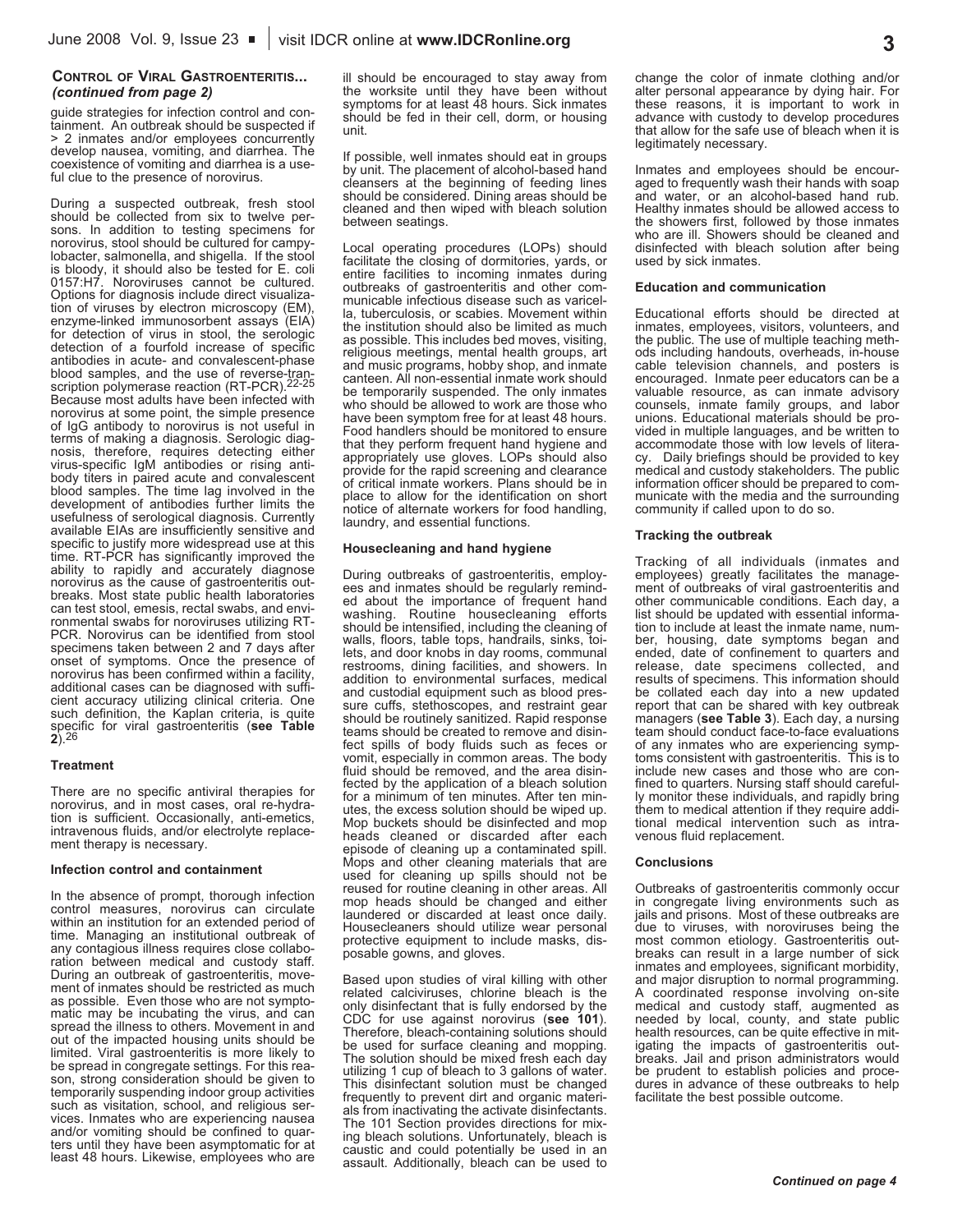**Control of Viral Gastroenteritis...**
***(continued from page 2)***

guide strategies for infection control and containment. An outbreak should be suspected if > 2 inmates and/or employees concurrently develop nausea, vomiting, and diarrhea. The coexistence of vomiting and diarrhea is a useful clue to the presence of norovirus.

During a suspected outbreak, fresh stool should be collected from six to twelve persons. In addition to testing specimens for norovirus, stool should be cultured for campylobacter, salmonella, and shigella. If the stool is bloody, it should also be tested for E. coli 0157:H7. Noroviruses cannot be cultured. Options for diagnosis include direct visualization of viruses by electron microscopy (EM), enzyme-linked immunosorbent assays (EIA) for detection of virus in stool, the serologic detection of a fourfold increase of specific antibodies in acute- and convalescent-phase blood samples, and the use of reverse-transcription polymerase reaction (RT-PCR).[22-25] Because most adults have been infected with norovirus at some point, the simple presence of IgG antibody to norovirus is not useful in terms of making a diagnosis. Serologic diagnosis, therefore, requires detecting either virus-specific IgM antibodies or rising antibody titers in paired acute and convalescent blood samples. The time lag involved in the development of antibodies further limits the usefulness of serological diagnosis. Currently available EIAs are insufficiently sensitive and specific to justify more widespread use at this time. RT-PCR has significantly improved the ability to rapidly and accurately diagnose norovirus as the cause of gastroenteritis outbreaks. Most state public health laboratories can test stool, emesis, rectal swabs, and environmental swabs for noroviruses utilizing RT-PCR. Norovirus can be identified from stool specimens taken between 2 and 7 days after onset of symptoms. Once the presence of norovirus has been confirmed within a facility, additional cases can be diagnosed with sufficient accuracy utilizing clinical criteria. One such definition, the Kaplan criteria, is quite specific for viral gastroenteritis (**see Table 2**).[26]

#### Treatment

There are no specific antiviral therapies for norovirus, and in most cases, oral re-hydration is sufficient. Occasionally, anti-emetics, intravenous fluids, and/or electrolyte replacement therapy is necessary.

#### Infection control and containment

In the absence of prompt, thorough infection control measures, norovirus can circulate within an institution for an extended period of time. Managing an institutional outbreak of any contagious illness requires close collaboration between medical and custody staff. During an outbreak of gastroenteritis, movement of inmates should be restricted as much as possible. Even those who are not symptomatic may be incubating the virus, and can spread the illness to others. Movement in and out of the impacted housing units should be limited. Viral gastroenteritis is more likely to be spread in congregate settings. For this reason, strong consideration should be given to temporarily suspending indoor group activities such as visitation, school, and religious services. Inmates who are experiencing nausea and/or vomiting should be confined to quarters until they have been asymptomatic for at least 48 hours. Likewise, employees who are ill should be encouraged to stay away from the worksite until they have been without symptoms for at least 48 hours. Sick inmates should be fed in their cell, dorm, or housing unit.

If possible, well inmates should eat in groups by unit. The placement of alcohol-based hand cleansers at the beginning of feeding lines should be considered. Dining areas should be cleaned and then wiped with bleach solution between seatings.

Local operating procedures (LOPs) should facilitate the closing of dormitories, yards, or entire facilities to incoming inmates during outbreaks of gastroenteritis and other communicable infectious disease such as varicella, tuberculosis, or scabies. Movement within the institution should also be limited as much as possible. This includes bed moves, visiting, religious meetings, mental health groups, art and music programs, hobby shop, and inmate canteen. All non-essential inmate work should be temporarily suspended. The only inmates who should be allowed to work are those who have been symptom free for at least 48 hours. Food handlers should be monitored to ensure that they perform frequent hand hygiene and appropriately use gloves. LOPs should also provide for the rapid screening and clearance of critical inmate workers. Plans should be in place to allow for the identification on short notice of alternate workers for food handling, laundry, and essential functions.

#### Housecleaning and hand hygiene

During outbreaks of gastroenteritis, employees and inmates should be regularly reminded about the importance of frequent hand washing. Routine housecleaning efforts should be intensified, including the cleaning of walls, floors, table tops, handrails, sinks, toilets, and door knobs in day rooms, communal restrooms, dining facilities, and showers. In addition to environmental surfaces, medical and custodial equipment such as blood pressure cuffs, stethoscopes, and restraint gear should be routinely sanitized. Rapid response teams should be created to remove and disinfect spills of body fluids such as feces or vomit, especially in common areas. The body fluid should be removed, and the area disinfected by the application of a bleach solution for a minimum of ten minutes. After ten minutes, the excess solution should be wiped up. Mop buckets should be disinfected and mop heads cleaned or discarded after each episode of cleaning up a contaminated spill. Mops and other cleaning materials that are used for cleaning up spills should not be reused for routine cleaning in other areas. All mop heads should be changed and either laundered or discarded at least once daily. Housecleaners should utilize wear personal protective equipment to include masks, disposable gowns, and gloves.

Based upon studies of viral killing with other related calciviruses, chlorine bleach is the only disinfectant that is fully endorsed by the CDC for use against norovirus (**see 101**). Therefore, bleach-containing solutions should be used for surface cleaning and mopping. The solution should be mixed fresh each day utilizing 1 cup of bleach to 3 gallons of water. This disinfectant solution must be changed frequently to prevent dirt and organic materials from inactivating the activate disinfectants. The 101 Section provides directions for mixing bleach solutions. Unfortunately, bleach is caustic and could potentially be used in an assault. Additionally, bleach can be used to change the color of inmate clothing and/or alter personal appearance by dying hair. For these reasons, it is important to work in advance with custody to develop procedures that allow for the safe use of bleach when it is legitimately necessary.

Inmates and employees should be encouraged to frequently wash their hands with soap and water, or an alcohol-based hand rub. Healthy inmates should be allowed access to the showers first, followed by those inmates who are ill. Showers should be cleaned and disinfected with bleach solution after being used by sick inmates.

#### Education and communication

Educational efforts should be directed at inmates, employees, visitors, volunteers, and the public. The use of multiple teaching methods including handouts, overheads, in-house cable television channels, and posters is encouraged. Inmate peer educators can be a valuable resource, as can inmate advisory counsels, inmate family groups, and labor unions. Educational materials should be provided in multiple languages, and be written to accommodate those with low levels of literacy. Daily briefings should be provided to key medical and custody stakeholders. The public information officer should be prepared to communicate with the media and the surrounding community if called upon to do so.

#### Tracking the outbreak

Tracking of all individuals (inmates and employees) greatly facilitates the management of outbreaks of viral gastroenteritis and other communicable conditions. Each day, a list should be updated with essential information to include at least the inmate name, number, housing, date symptoms began and ended, date of confinement to quarters and release, date specimens collected, and results of specimens. This information should be collated each day into a new updated report that can be shared with key outbreak managers (**see Table 3**). Each day, a nursing team should conduct face-to-face evaluations of any inmates who are experiencing symptoms consistent with gastroenteritis. This is to include new cases and those who are confined to quarters. Nursing staff should carefully monitor these individuals, and rapidly bring them to medical attention if they require additional medical intervention such as intravenous fluid replacement.

#### Conclusions

Outbreaks of gastroenteritis commonly occur in congregate living environments such as jails and prisons. Most of these outbreaks are due to viruses, with noroviruses being the most common etiology. Gastroenteritis outbreaks can result in a large number of sick inmates and employees, significant morbidity, and major disruption to normal programming. A coordinated response involving on-site medical and custody staff, augmented as needed by local, county, and state public health resources, can be quite effective in mitigating the impacts of gastroenteritis outbreaks. Jail and prison administrators would be prudent to establish policies and procedures in advance of these outbreaks to help facilitate the best possible outcome.

***Continued on page 4***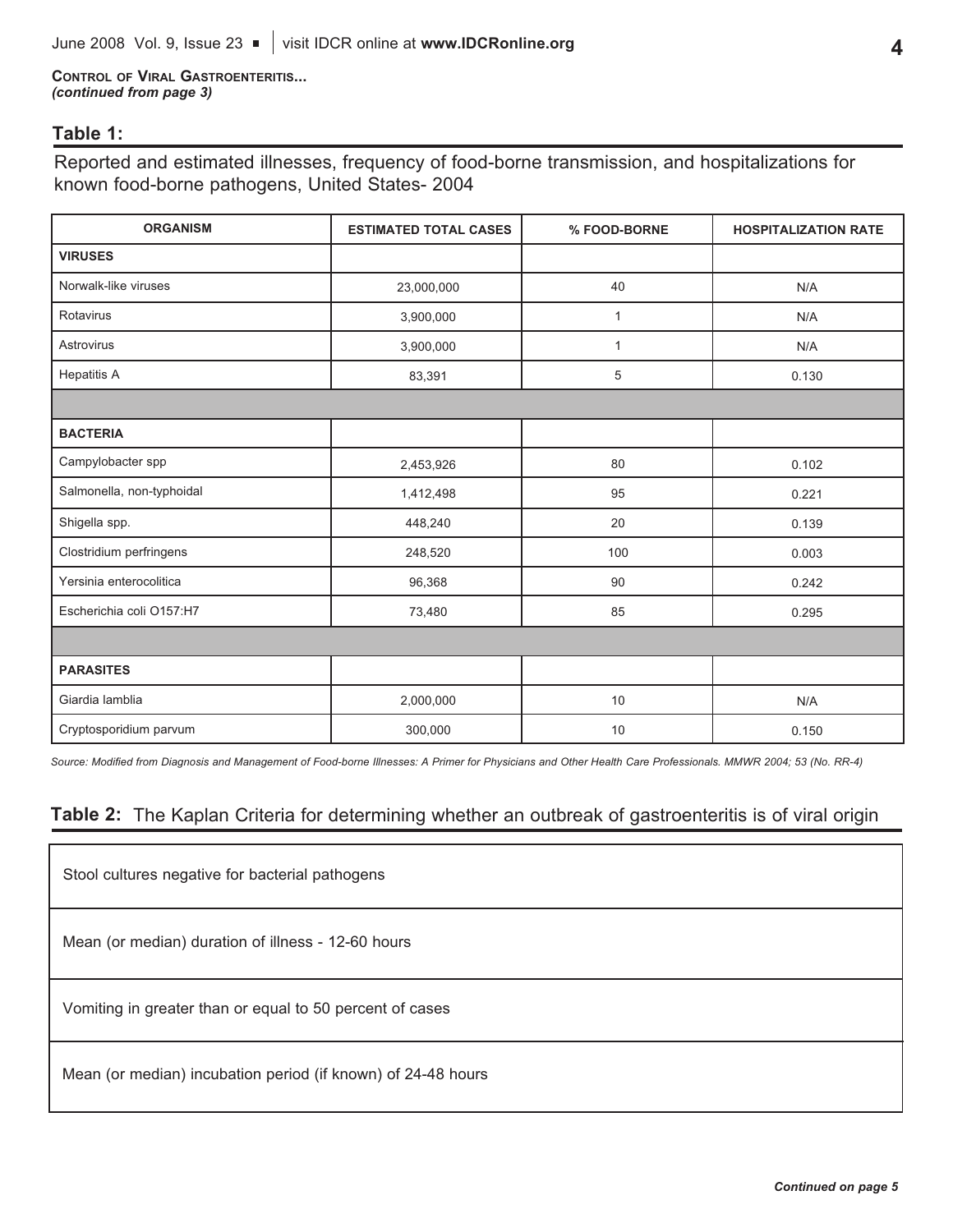**CONTROL OF VIRAL GASTROENTERITIS...**
***(continued from page 3)***

### Table 1:

Reported and estimated illnesses, frequency of food-borne transmission, and hospitalizations for known food-borne pathogens, United States- 2004

| ORGANISM | ESTIMATED TOTAL CASES | % FOOD-BORNE | HOSPITALIZATION RATE |
|---|---|---|---|
| **VIRUSES** | | | |
| Norwalk-like viruses | 23,000,000 | 40 | N/A |
| Rotavirus | 3,900,000 | 1 | N/A |
| Astrovirus | 3,900,000 | 1 | N/A |
| Hepatitis A | 83,391 | 5 | 0.130 |
| | | | |
| **BACTERIA** | | | |
| Campylobacter spp | 2,453,926 | 80 | 0.102 |
| Salmonella, non-typhoidal | 1,412,498 | 95 | 0.221 |
| Shigella spp. | 448,240 | 20 | 0.139 |
| Clostridium perfringens | 248,520 | 100 | 0.003 |
| Yersinia enterocolitica | 96,368 | 90 | 0.242 |
| Escherichia coli O157:H7 | 73,480 | 85 | 0.295 |
| | | | |
| **PARASITES** | | | |
| Giardia lamblia | 2,000,000 | 10 | N/A |
| Cryptosporidium parvum | 300,000 | 10 | 0.150 |

*Source: Modified from Diagnosis and Management of Food-borne Illnesses: A Primer for Physicians and Other Health Care Professionals. MMWR 2004; 53 (No. RR-4)*

### Table 2: The Kaplan Criteria for determining whether an outbreak of gastroenteritis is of viral origin

| |
|---|
| Stool cultures negative for bacterial pathogens |
| Mean (or median) duration of illness - 12-60 hours |
| Vomiting in greater than or equal to 50 percent of cases |
| Mean (or median) incubation period (if known) of 24-48 hours |

***Continued on page 5***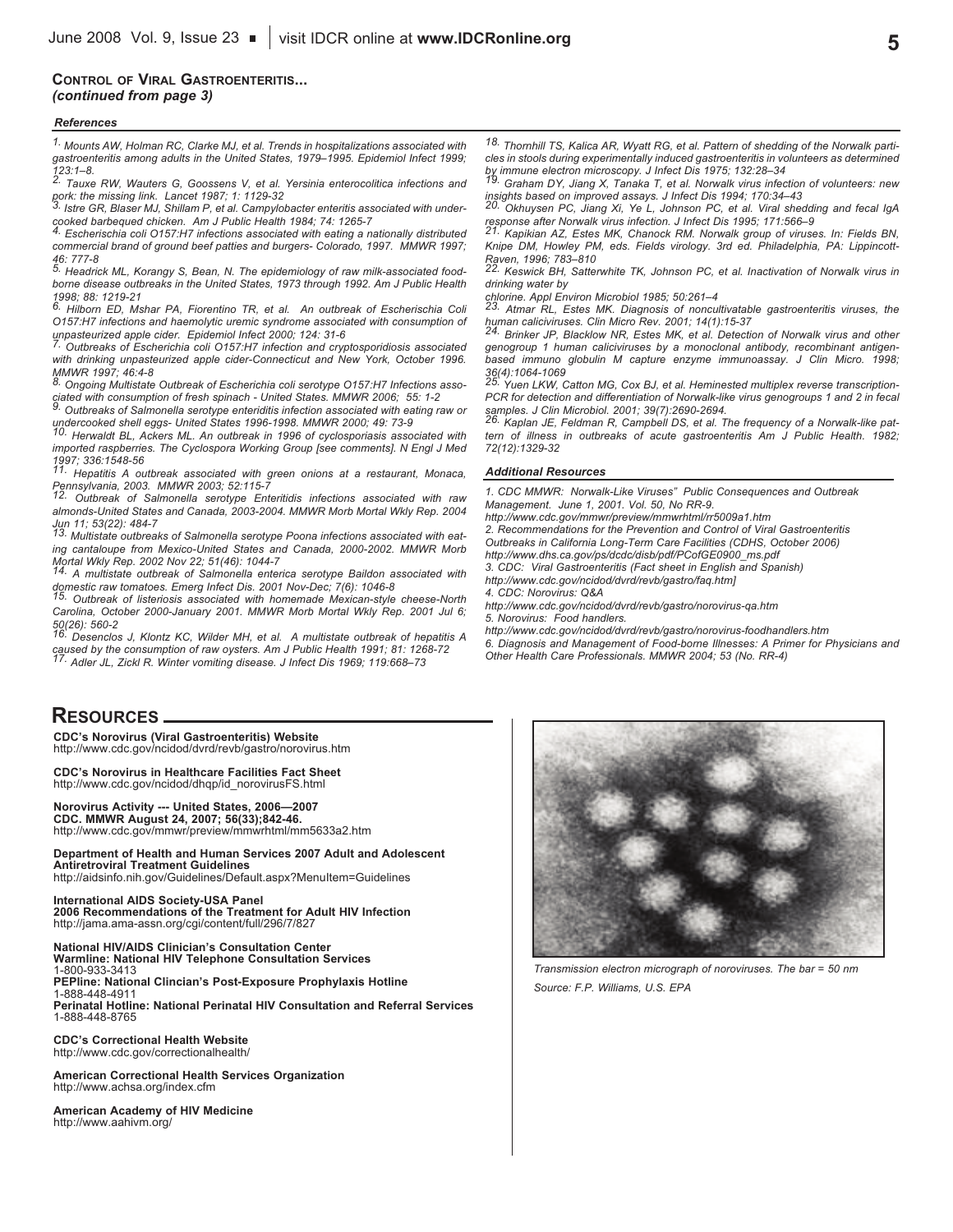**CONTROL OF VIRAL GASTROENTERITIS...**
***(continued from page 3)***

***References***

*1. Mounts AW, Holman RC, Clarke MJ, et al. Trends in hospitalizations associated with gastroenteritis among adults in the United States, 1979–1995. Epidemiol Infect 1999; 123:1–8.*

*2. Tauxe RW, Wauters G, Goossens V, et al. Yersinia enterocolitica infections and pork: the missing link. Lancet 1987; 1: 1129-32*

*3. Istre GR, Blaser MJ, Shillam P, et al. Campylobacter enteritis associated with undercooked barbequed chicken. Am J Public Health 1984; 74: 1265-7*

*4. Escherischia coli O157:H7 infections associated with eating a nationally distributed commercial brand of ground beef patties and burgers- Colorado, 1997. MMWR 1997; 46: 777-8*

*5. Headrick ML, Korangy S, Bean, N. The epidemiology of raw milk-associated foodborne disease outbreaks in the United States, 1973 through 1992. Am J Public Health 1998; 88: 1219-21*

*6. Hilborn ED, Mshar PA, Fiorentino TR, et al. An outbreak of Escherischia Coli O157:H7 infections and haemolytic uremic syndrome associated with consumption of unpasteurized apple cider. Epidemiol Infect 2000; 124: 31-6*

*7. Outbreaks of Escherichia coli O157:H7 infection and cryptosporidiosis associated with drinking unpasteurized apple cider-Connecticut and New York, October 1996. MMWR 1997; 46:4-8*

*8. Ongoing Multistate Outbreak of Escherichia coli serotype O157:H7 Infections associated with consumption of fresh spinach - United States. MMWR 2006; 55: 1-2*

*9. Outbreaks of Salmonella serotype enteriditis infection associated with eating raw or undercooked shell eggs- United States 1996-1998. MMWR 2000; 49: 73-9*

*10. Herwaldt BL, Ackers ML. An outbreak in 1996 of cyclosporiasis associated with imported raspberries. The Cyclospora Working Group [see comments]. N Engl J Med 1997; 336:1548-56*

*11. Hepatitis A outbreak associated with green onions at a restaurant, Monaca, Pennsylvania, 2003. MMWR 2003; 52:115-7*

*12. Outbreak of Salmonella serotype Enteritidis infections associated with raw almonds-United States and Canada, 2003-2004. MMWR Morb Mortal Wkly Rep. 2004 Jun 11; 53(22): 484-7*

*13. Multistate outbreaks of Salmonella serotype Poona infections associated with eating cantaloupe from Mexico-United States and Canada, 2000-2002. MMWR Morb Mortal Wkly Rep. 2002 Nov 22; 51(46): 1044-7*

*14. A multistate outbreak of Salmonella enterica serotype Baildon associated with domestic raw tomatoes. Emerg Infect Dis. 2001 Nov-Dec; 7(6): 1046-8*

*15. Outbreak of listeriosis associated with homemade Mexican-style cheese-North Carolina, October 2000-January 2001. MMWR Morb Mortal Wkly Rep. 2001 Jul 6; 50(26): 560-2*

*16. Desenclos J, Klontz KC, Wilder MH, et al. A multistate outbreak of hepatitis A caused by the consumption of raw oysters. Am J Public Health 1991; 81: 1268-72*

*17. Adler JL, Zickl R. Winter vomiting disease. J Infect Dis 1969; 119:668–73*

*18. Thornhill TS, Kalica AR, Wyatt RG, et al. Pattern of shedding of the Norwalk particles in stools during experimentally induced gastroenteritis in volunteers as determined by immune electron microscopy. J Infect Dis 1975; 132:28–34*

*19. Graham DY, Jiang X, Tanaka T, et al. Norwalk virus infection of volunteers: new insights based on improved assays. J Infect Dis 1994; 170:34–43*

*20. Okhuysen PC, Jiang Xi, Ye L, Johnson PC, et al. Viral shedding and fecal IgA response after Norwalk virus infection. J Infect Dis 1995; 171:566–9*

*21. Kapikian AZ, Estes MK, Chanock RM. Norwalk group of viruses. In: Fields BN, Knipe DM, Howley PM, eds. Fields virology. 3rd ed. Philadelphia, PA: Lippincott-Raven, 1996; 783–810*

*22. Keswick BH, Satterwhite TK, Johnson PC, et al. Inactivation of Norwalk virus in drinking water by chlorine. Appl Environ Microbiol 1985; 50:261–4*

*23. Atmar RL, Estes MK. Diagnosis of noncultivatable gastroenteritis viruses, the human caliciviruses. Clin Micro Rev. 2001; 14(1):15-37*

*24. Brinker JP, Blacklow NR, Estes MK, et al. Detection of Norwalk virus and other genogroup 1 human caliciviruses by a monoclonal antibody, recombinant antigen-based immuno globulin M capture enzyme immunoassay. J Clin Micro. 1998; 36(4):1064-1069*

*25. Yuen LKW, Catton MG, Cox BJ, et al. Heminested multiplex reverse transcription-PCR for detection and differentiation of Norwalk-like virus genogroups 1 and 2 in fecal samples. J Clin Microbiol. 2001; 39(7):2690-2694.*

*26. Kaplan JE, Feldman R, Campbell DS, et al. The frequency of a Norwalk-like pattern of illness in outbreaks of acute gastroenteritis Am J Public Health. 1982; 72(12):1329-32*

***Additional Resources***

*1. CDC MMWR: Norwalk-Like Viruses" Public Consequences and Outbreak Management. June 1, 2001. Vol. 50, No RR-9.*
*http://www.cdc.gov/mmwr/preview/mmwrhtml/rr5009a1.htm*

*2. Recommendations for the Prevention and Control of Viral Gastroenteritis Outbreaks in California Long-Term Care Facilities (CDHS, October 2006)*
*http://www.dhs.ca.gov/ps/dcdc/disb/pdf/PCofGE0900_ms.pdf*

*3. CDC: Viral Gastroenteritis (Fact sheet in English and Spanish)*
*http://www.cdc.gov/ncidod/dvrd/revb/gastro/faq.htm]*

*4. CDC: Norovirus: Q&A*
*http://www.cdc.gov/ncidod/dvrd/revb/gastro/norovirus-qa.htm*

*5. Norovirus: Food handlers.*
*http://www.cdc.gov/ncidod/dvrd/revb/gastro/norovirus-foodhandlers.htm*

*6. Diagnosis and Management of Food-borne Illnesses: A Primer for Physicians and Other Health Care Professionals. MMWR 2004; 53 (No. RR-4)*

## RESOURCES

**CDC's Norovirus (Viral Gastroenteritis) Website**
http://www.cdc.gov/ncidod/dvrd/revb/gastro/norovirus.htm

**CDC's Norovirus in Healthcare Facilities Fact Sheet**
http://www.cdc.gov/ncidod/dhqp/id_norovirusFS.html

**Norovirus Activity --- United States, 2006—2007**
**CDC. MMWR August 24, 2007; 56(33);842-46.**
http://www.cdc.gov/mmwr/preview/mmwrhtml/mm5633a2.htm

**Department of Health and Human Services 2007 Adult and Adolescent Antiretroviral Treatment Guidelines**
http://aidsinfo.nih.gov/Guidelines/Default.aspx?MenuItem=Guidelines

**International AIDS Society-USA Panel**
**2006 Recommendations of the Treatment for Adult HIV Infection**
http://jama.ama-assn.org/cgi/content/full/296/7/827

**National HIV/AIDS Clinician's Consultation Center**
**Warmline: National HIV Telephone Consultation Services**
1-800-933-3413
**PEPline: National Clincian's Post-Exposure Prophylaxis Hotline**
1-888-448-4911
**Perinatal Hotline: National Perinatal HIV Consultation and Referral Services**
1-888-448-8765

**CDC's Correctional Health Website**
http://www.cdc.gov/correctionalhealth/

**American Correctional Health Services Organization**
http://www.achsa.org/index.cfm

**American Academy of HIV Medicine**
http://www.aahivm.org/

*Transmission electron micrograph of noroviruses. The bar = 50 nm*
*Source: F.P. Williams, U.S. EPA*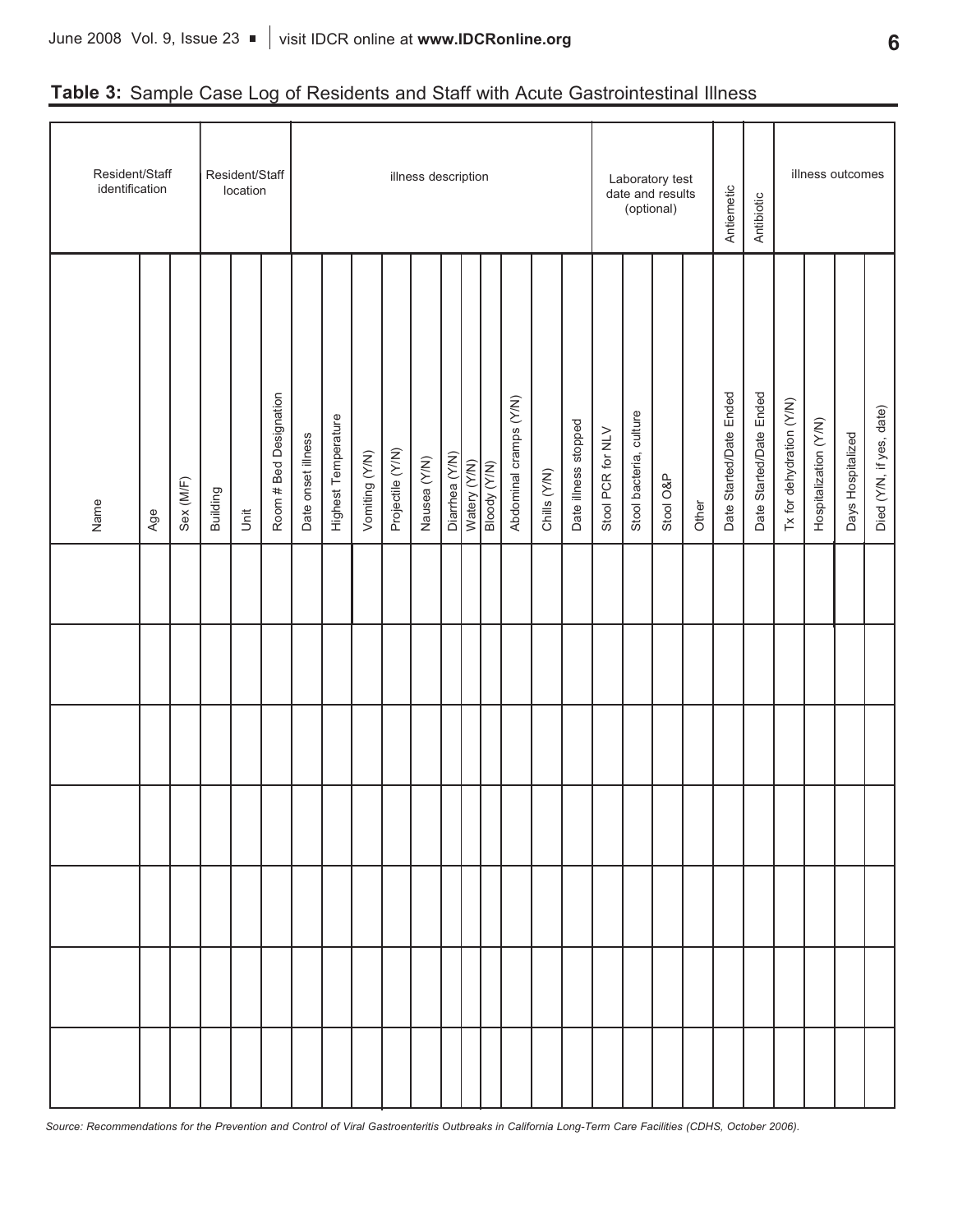**Table 3:** Sample Case Log of Residents and Staff with Acute Gastrointestinal Illness

| Resident/Staff identification | | | Resident/Staff location | | | illness description | | | | | | | | | | | | Laboratory test date and results (optional) | | | | Antiemetic | Antibiotic | illness outcomes | | | |
|---|---|---|---|---|---|---|---|---|---|---|---|---|---|---|---|---|---|---|---|---|---|---|---|---|---|---|---|
| Name | Age | Sex (M/F) | Building | Unit | Room # Bed Designation | Date onset illness | Highest Temperature | Vomiting (Y/N) | Projectile (Y/N) | Nausea (Y/N) | Diarrhea (Y/N) | Watery (Y/N) | Bloody (Y/N) | Abdominal cramps (Y/N) | Chills (Y/N) | Date illness stopped | Stool PCR for NLV | Stool bacteria, culture | Stool O&P | Other | | Date Started/Date Ended | Date Started/Date Ended | Tx for dehydration (Y/N) | Hospitalization (Y/N) | Days Hospitalized | Died (Y/N, if yes, date) |
| | | | | | | | | | | | | | | | | | | | | | | | | | | | |
| | | | | | | | | | | | | | | | | | | | | | | | | | | | |
| | | | | | | | | | | | | | | | | | | | | | | | | | | | |
| | | | | | | | | | | | | | | | | | | | | | | | | | | | |
| | | | | | | | | | | | | | | | | | | | | | | | | | | | |
| | | | | | | | | | | | | | | | | | | | | | | | | | | | |
| | | | | | | | | | | | | | | | | | | | | | | | | | | | |

*Source: Recommendations for the Prevention and Control of Viral Gastroenteritis Outbreaks in California Long-Term Care Facilities (CDHS, October 2006).*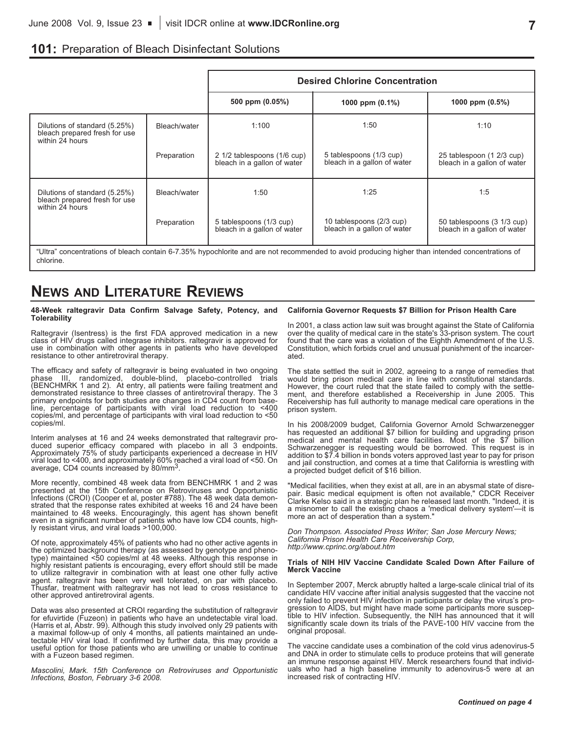## 101: Preparation of Bleach Disinfectant Solutions

| | | Desired Chlorine Concentration | | |
|---|---|---|---|---|
| | | 500 ppm (0.05%) | 1000 ppm (0.1%) | 1000 ppm (0.5%) |
| Dilutions of standard (5.25%) bleach prepared fresh for use within 24 hours | Bleach/water | 1:100 | 1:50 | 1:10 |
| | Preparation | 2 1/2 tablespoons (1/6 cup) bleach in a gallon of water | 5 tablespoons (1/3 cup) bleach in a gallon of water | 25 tablespoon (1 2/3 cup) bleach in a gallon of water |
| Dilutions of standard (5.25%) bleach prepared fresh for use within 24 hours | Bleach/water | 1:50 | 1:25 | 1:5 |
| | Preparation | 5 tablespoons (1/3 cup) bleach in a gallon of water | 10 tablespoons (2/3 cup) bleach in a gallon of water | 50 tablespoons (3 1/3 cup) bleach in a gallon of water |

"Ultra" concentrations of bleach contain 6-7.35% hypochlorite and are not recommended to avoid producing higher than intended concentrations of chlorine.

# News and Literature Reviews

### 48-Week raltegravir Data Confirm Salvage Safety, Potency, and Tolerability

Raltegravir (Isentress) is the first FDA approved medication in a new class of HIV drugs called integrase inhibitors. raltegravir is approved for use in combination with other agents in patients who have developed resistance to other antiretroviral therapy.

The efficacy and safety of raltegravir is being evaluated in two ongoing phase III, randomized, double-blind, placebo-controlled trials (BENCHMRK 1 and 2). At entry, all patients were failing treatment and demonstrated resistance to three classes of antiretroviral therapy. The 3 primary endpoints for both studies are changes in CD4 count from baseline, percentage of participants with viral load reduction to <400 copies/ml, and percentage of participants with viral load reduction to <50 copies/ml.

Interim analyses at 16 and 24 weeks demonstrated that raltegravir produced superior efficacy compared with placebo in all 3 endpoints. Approximately 75% of study participants experienced a decrease in HIV viral load to <400, and approximately 60% reached a viral load of <50. On average, CD4 counts increased by $80/mm^3$.

More recently, combined 48 week data from BENCHMRK 1 and 2 was presented at the 15th Conference on Retroviruses and Opportunistic Infections (CROI) (Cooper et al, poster #788). The 48 week data demonstrated that the response rates exhibited at weeks 16 and 24 have been maintained to 48 weeks. Encouragingly, this agent has shown benefit even in a significant number of patients who have low CD4 counts, highly resistant virus, and viral loads >100,000.

Of note, approximately 45% of patients who had no other active agents in the optimized background therapy (as assessed by genotype and phenotype) maintained <50 copies/ml at 48 weeks. Although this response in highly resistant patients is encouraging, every effort should still be made to utilize raltegravir in combination with at least one other fully active agent. raltegravir has been very well tolerated, on par with placebo. Thusfar, treatment with raltegravir has not lead to cross resistance to other approved antiretroviral agents.

Data was also presented at CROI regarding the substitution of raltegravir for efuvirtide (Fuzeon) in patients who have an undetectable viral load. (Harris et al, Abstr. 99). Although this study involved only 29 patients with a maximal follow-up of only 4 months, all patients maintained an undetectable HIV viral load. If confirmed by further data, this may provide a useful option for those patients who are unwilling or unable to continue with a Fuzeon based regimen.

*Mascolini, Mark. 15th Conference on Retroviruses and Opportunistic Infections, Boston, February 3-6 2008.*

### California Governor Requests $7 Billion for Prison Health Care

In 2001, a class action law suit was brought against the State of California over the quality of medical care in the state's 33-prison system. The court found that the care was a violation of the Eighth Amendment of the U.S. Constitution, which forbids cruel and unusual punishment of the incarcerated.

The state settled the suit in 2002, agreeing to a range of remedies that would bring prison medical care in line with constitutional standards. However, the court ruled that the state failed to comply with the settlement, and therefore established a Receivership in June 2005. This Receivership has full authority to manage medical care operations in the prison system.

In his 2008/2009 budget, California Governor Arnold Schwarzenegger has requested an additional $7 billion for building and upgrading prison medical and mental health care facilities. Most of the $7 billion Schwarzenegger is requesting would be borrowed. This request is in addition to $7.4 billion in bonds voters approved last year to pay for prison and jail construction, and comes at a time that California is wrestling with a projected budget deficit of $16 billion.

"Medical facilities, when they exist at all, are in an abysmal state of disrepair. Basic medical equipment is often not available," CDCR Receiver Clarke Kelso said in a strategic plan he released last month. "Indeed, it is a misnomer to call the existing chaos a 'medical delivery system'—it is more an act of desperation than a system."

*Don Thompson. Associated Press Writer; San Jose Mercury News; California Prison Health Care Receivership Corp, http://www.cprinc.org/about.htm*

### Trials of NIH HIV Vaccine Candidate Scaled Down After Failure of Merck Vaccine

In September 2007, Merck abruptly halted a large-scale clinical trial of its candidate HIV vaccine after initial analysis suggested that the vaccine not only failed to prevent HIV infection in participants or delay the virus's progression to AIDS, but might have made some participants more susceptible to HIV infection. Subsequently, the NIH has announced that it will significantly scale down its trials of the PAVE-100 HIV vaccine from the original proposal.

The vaccine candidate uses a combination of the cold virus adenovirus-5 and DNA in order to stimulate cells to produce proteins that will generate an immune response against HIV. Merck researchers found that individuals who had a high baseline immunity to adenovirus-5 were at an increased risk of contracting HIV.

***Continued on page 4***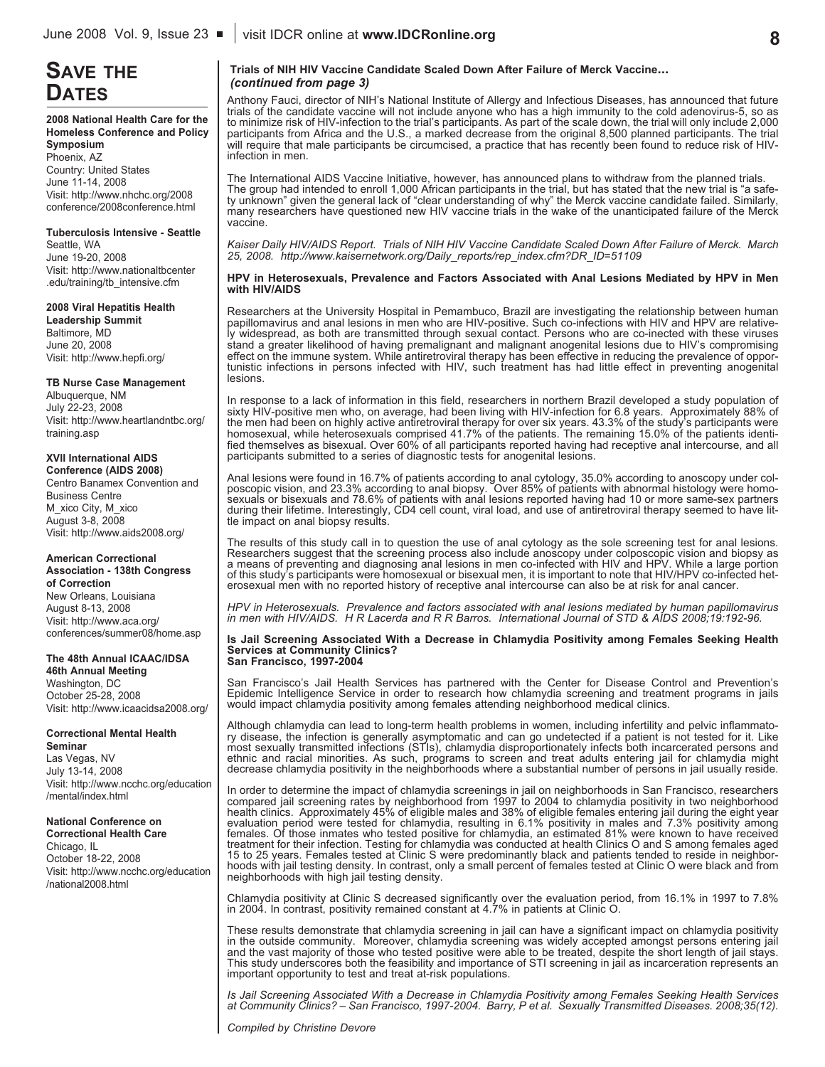## Save the Dates

**2008 National Health Care for the Homeless Conference and Policy Symposium**
Phoenix, AZ
Country: United States
June 11-14, 2008
Visit: http://www.nhchc.org/2008conference/2008conference.html

**Tuberculosis Intensive - Seattle**
Seattle, WA
June 19-20, 2008
Visit: http://www.nationaltbcenter.edu/training/tb_intensive.cfm

**2008 Viral Hepatitis Health Leadership Summit**
Baltimore, MD
June 20, 2008
Visit: http://www.hepfi.org/

**TB Nurse Case Management**
Albuquerque, NM
July 22-23, 2008
Visit: http://www.heartlandntbc.org/training.asp

**XVII International AIDS Conference (AIDS 2008)**
Centro Banamex Convention and Business Centre
M_xico City, M_xico
August 3-8, 2008
Visit: http://www.aids2008.org/

**American Correctional Association - 138th Congress of Correction**
New Orleans, Louisiana
August 8-13, 2008
Visit: http://www.aca.org/conferences/summer08/home.asp

**The 48th Annual ICAAC/IDSA 46th Annual Meeting**
Washington, DC
October 25-28, 2008
Visit: http://www.icaacidsa2008.org/

**Correctional Mental Health Seminar**
Las Vegas, NV
July 13-14, 2008
Visit: http://www.ncchc.org/education/mental/index.html

**National Conference on Correctional Health Care**
Chicago, IL
October 18-22, 2008
Visit: http://www.ncchc.org/education/national2008.html

---

**Trials of NIH HIV Vaccine Candidate Scaled Down After Failure of Merck Vaccine…**
***(continued from page 3)***

Anthony Fauci, director of NIH's National Institute of Allergy and Infectious Diseases, has announced that future trials of the candidate vaccine will not include anyone who has a high immunity to the cold adenovirus-5, so as to minimize risk of HIV-infection to the trial's participants. As part of the scale down, the trial will only include 2,000 participants from Africa and the U.S., a marked decrease from the original 8,500 planned participants. The trial will require that male participants be circumcised, a practice that has recently been found to reduce risk of HIV-infection in men.

The International AIDS Vaccine Initiative, however, has announced plans to withdraw from the planned trials. The group had intended to enroll 1,000 African participants in the trial, but has stated that the new trial is "a safety unknown" given the general lack of "clear understanding of why" the Merck vaccine candidate failed. Similarly, many researchers have questioned new HIV vaccine trials in the wake of the unanticipated failure of the Merck vaccine.

*Kaiser Daily HIV/AIDS Report. Trials of NIH HIV Vaccine Candidate Scaled Down After Failure of Merck. March 25, 2008. http://www.kaisernetwork.org/Daily_reports/rep_index.cfm?DR_ID=51109*

**HPV in Heterosexuals, Prevalence and Factors Associated with Anal Lesions Mediated by HPV in Men with HIV/AIDS**

Researchers at the University Hospital in Pemambuco, Brazil are investigating the relationship between human papillomavirus and anal lesions in men who are HIV-positive. Such co-infections with HIV and HPV are relatively widespread, as both are transmitted through sexual contact. Persons who are co-incted with these viruses stand a greater likelihood of having premalignant and malignant anogenital lesions due to HIV's compromising effect on the immune system. While antiretroviral therapy has been effective in reducing the prevalence of opportunistic infections in persons infected with HIV, such treatment has had little effect in preventing anogenital lesions.

In response to a lack of information in this field, researchers in northern Brazil developed a study population of sixty HIV-positive men who, on average, had been living with HIV-infection for 6.8 years. Approximately 88% of the men had been on highly active antiretroviral therapy for over six years. 43.3% of the study's participants were homosexual, while heterosexuals comprised 41.7% of the patients. The remaining 15.0% of the patients identified themselves as bisexual. Over 60% of all participants reported having had receptive anal intercourse, and all participants submitted to a series of diagnostic tests for anogenital lesions.

Anal lesions were found in 16.7% of patients according to anal cytology, 35.0% according to anoscopy under colposcopic vision, and 23.3% according to anal biopsy. Over 85% of patients with abnormal histology were homosexuals or bisexuals and 78.6% of patients with anal lesions reported having had 10 or more same-sex partners during their lifetime. Interestingly, CD4 cell count, viral load, and use of antiretroviral therapy seemed to have little impact on anal biopsy results.

The results of this study call in to question the use of anal cytology as the sole screening test for anal lesions. Researchers suggest that the screening process also include anoscopy under colposcopic vision and biopsy as a means of preventing and diagnosing anal lesions in men co-infected with HIV and HPV. While a large portion of this study's participants were homosexual or bisexual men, it is important to note that HIV/HPV co-infected heterosexual men with no reported history of receptive anal intercourse can also be at risk for anal cancer.

*HPV in Heterosexuals. Prevalence and factors associated with anal lesions mediated by human papillomavirus in men with HIV/AIDS. H R Lacerda and R R Barros. International Journal of STD & AIDS 2008;19:192-96.*

**Is Jail Screening Associated With a Decrease in Chlamydia Positivity among Females Seeking Health Services at Community Clinics?**
**San Francisco, 1997-2004**

San Francisco's Jail Health Services has partnered with the Center for Disease Control and Prevention's Epidemic Intelligence Service in order to research how chlamydia screening and treatment programs in jails would impact chlamydia positivity among females attending neighborhood medical clinics.

Although chlamydia can lead to long-term health problems in women, including infertility and pelvic inflammatory disease, the infection is generally asymptomatic and can go undetected if a patient is not tested for it. Like most sexually transmitted infections (STIs), chlamydia disproportionately infects both incarcerated persons and ethnic and racial minorities. As such, programs to screen and treat adults entering jail for chlamydia might decrease chlamydia positivity in the neighborhoods where a substantial number of persons in jail usually reside.

In order to determine the impact of chlamydia screenings in jail on neighborhoods in San Francisco, researchers compared jail screening rates by neighborhood from 1997 to 2004 to chlamydia positivity in two neighborhood health clinics. Approximately 45% of eligible males and 38% of eligible females entering jail during the eight year evaluation period were tested for chlamydia, resulting in 6.1% positivity in males and 7.3% positivity among females. Of those inmates who tested positive for chlamydia, an estimated 81% were known to have received treatment for their infection. Testing for chlamydia was conducted at health Clinics O and S among females aged 15 to 25 years. Females tested at Clinic S were predominantly black and patients tended to reside in neighborhoods with jail testing density. In contrast, only a small percent of females tested at Clinic O were black and from neighborhoods with high jail testing density.

Chlamydia positivity at Clinic S decreased significantly over the evaluation period, from 16.1% in 1997 to 7.8% in 2004. In contrast, positivity remained constant at 4.7% in patients at Clinic O.

These results demonstrate that chlamydia screening in jail can have a significant impact on chlamydia positivity in the outside community. Moreover, chlamydia screening was widely accepted amongst persons entering jail and the vast majority of those who tested positive were able to be treated, despite the short length of jail stays. This study underscores both the feasibility and importance of STI screening in jail as incarceration represents an important opportunity to test and treat at-risk populations.

*Is Jail Screening Associated With a Decrease in Chlamydia Positivity among Females Seeking Health Services at Community Clinics? – San Francisco, 1997-2004. Barry, P et al. Sexually Transmitted Diseases. 2008;35(12).*

*Compiled by Christine Devore*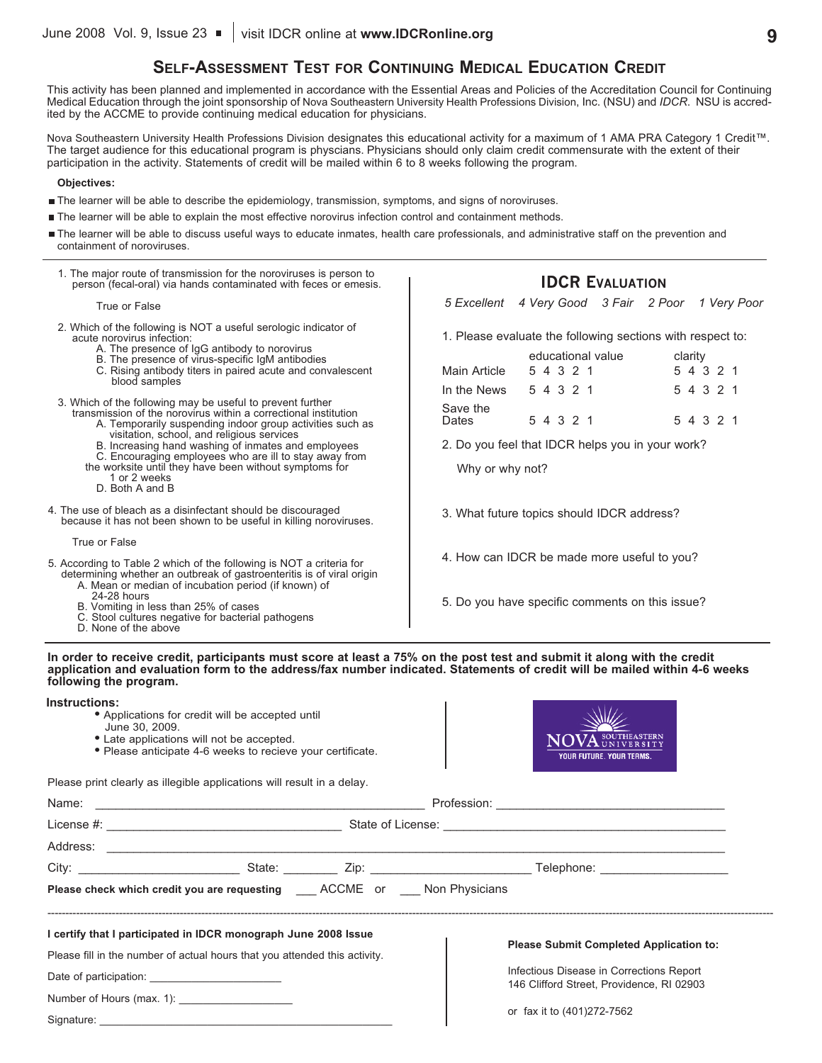## Self-Assessment Test for Continuing Medical Education Credit

This activity has been planned and implemented in accordance with the Essential Areas and Policies of the Accreditation Council for Continuing Medical Education through the joint sponsorship of Nova Southeastern University Health Professions Division, Inc. (NSU) and *IDCR*. NSU is accredited by the ACCME to provide continuing medical education for physicians.

Nova Southeastern University Health Professions Division designates this educational activity for a maximum of 1 AMA PRA Category 1 Credit™. The target audience for this educational program is physcians. Physicians should only claim credit commensurate with the extent of their participation in the activity. Statements of credit will be mailed within 6 to 8 weeks following the program.

**Objectives:**

- The learner will be able to describe the epidemiology, transmission, symptoms, and signs of noroviruses.
- The learner will be able to explain the most effective norovirus infection control and containment methods.
- The learner will be able to discuss useful ways to educate inmates, health care professionals, and administrative staff on the prevention and containment of noroviruses.

1. The major route of transmission for the noroviruses is person to person (fecal-oral) via hands contaminated with feces or emesis.

   True or False

2. Which of the following is NOT a useful serologic indicator of acute norovirus infection:
   A. The presence of IgG antibody to norovirus
   B. The presence of virus-specific IgM antibodies
   C. Rising antibody titers in paired acute and convalescent blood samples

3. Which of the following may be useful to prevent further transmission of the norovirus within a correctional institution
   A. Temporarily suspending indoor group activities such as visitation, school, and religious services
   B. Increasing hand washing of inmates and employees
   C. Encouraging employees who are ill to stay away from the worksite until they have been without symptoms for 1 or 2 weeks
   D. Both A and B

4. The use of bleach as a disinfectant should be discouraged because it has not been shown to be useful in killing noroviruses.

   True or False

5. According to Table 2 which of the following is NOT a criteria for determining whether an outbreak of gastroenteritis is of viral origin
   A. Mean or median of incubation period (if known) of 24-28 hours
   B. Vomiting in less than 25% of cases
   C. Stool cultures negative for bacterial pathogens
   D. None of the above

### IDCR Evaluation

*5 Excellent 4 Very Good 3 Fair 2 Poor 1 Very Poor*

1. Please evaluate the following sections with respect to:

| | educational value | clarity |
|---|---|---|
| Main Article | 5 4 3 2 1 | 5 4 3 2 1 |
| In the News | 5 4 3 2 1 | 5 4 3 2 1 |
| Save the Dates | 5 4 3 2 1 | 5 4 3 2 1 |

2. Do you feel that IDCR helps you in your work?

   Why or why not?

3. What future topics should IDCR address?

4. How can IDCR be made more useful to you?

5. Do you have specific comments on this issue?

**In order to receive credit, participants must score at least a 75% on the post test and submit it along with the credit application and evaluation form to the address/fax number indicated. Statements of credit will be mailed within 4-6 weeks following the program.**

**Instructions:**

- Applications for credit will be accepted until June 30, 2009.
- Late applications will not be accepted.
- Please anticipate 4-6 weeks to recieve your certificate.

NOVA SOUTHEASTERN UNIVERSITY
YOUR FUTURE. YOUR TERMS.

Please print clearly as illegible applications will result in a delay.

Name: ______________________ Profession: ______________________

License #: ______________________ State of License: ______________________

Address: ______________________

City: ____________ State: ________ Zip: ____________ Telephone: ____________

**Please check which credit you are requesting** ___ ACCME or ___ Non Physicians

**I certify that I participated in IDCR monograph June 2008 Issue**

Please fill in the number of actual hours that you attended this activity.

Date of participation: ______________________

Number of Hours (max. 1): ______________________

Signature: ______________________

**Please Submit Completed Application to:**

Infectious Disease in Corrections Report
146 Clifford Street, Providence, RI 02903

or fax it to (401)272-7562